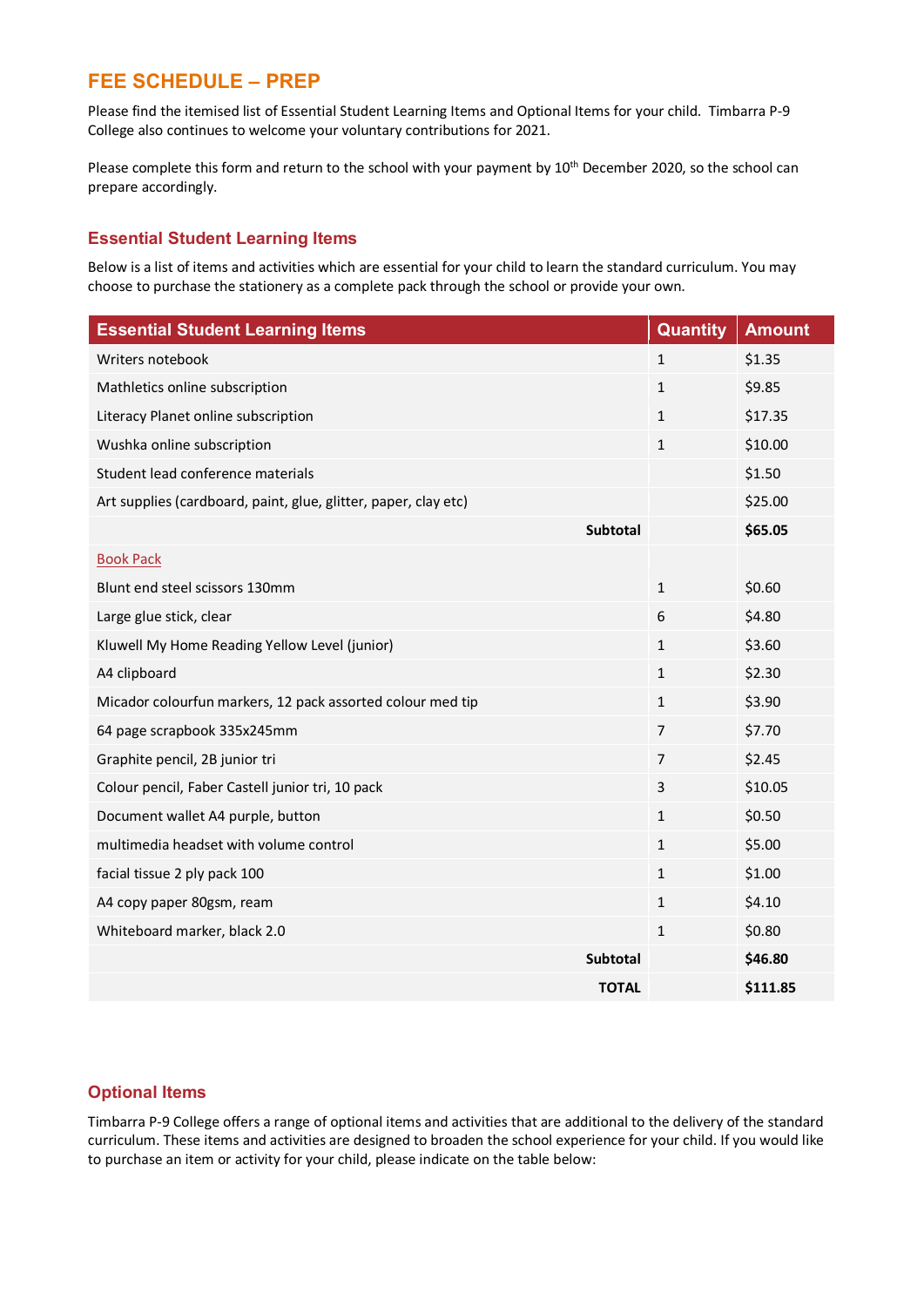# FEE SCHEDULE – PREP

Please find the itemised list of Essential Student Learning Items and Optional Items for your child. Timbarra P-9 College also continues to welcome your voluntary contributions for 2021.

Please complete this form and return to the school with your payment by 10th December 2020, so the school can prepare accordingly.

## Essential Student Learning Items

Below is a list of items and activities which are essential for your child to learn the standard curriculum. You may choose to purchase the stationery as a complete pack through the school or provide your own.

| Essential Student Learning Items | Quantity | Amount |
|---|---|---|
| Writers notebook | 1 | $1.35 |
| Mathletics online subscription | 1 | $9.85 |
| Literacy Planet online subscription | 1 | $17.35 |
| Wushka online subscription | 1 | $10.00 |
| Student lead conference materials | | $1.50 |
| Art supplies (cardboard, paint, glue, glitter, paper, clay etc) | | $25.00 |
| **Subtotal** | | **$65.05** |
| Book Pack | | |
| Blunt end steel scissors 130mm | 1 | $0.60 |
| Large glue stick, clear | 6 | $4.80 |
| Kluwell My Home Reading Yellow Level (junior) | 1 | $3.60 |
| A4 clipboard | 1 | $2.30 |
| Micador colourfun markers, 12 pack assorted colour med tip | 1 | $3.90 |
| 64 page scrapbook 335x245mm | 7 | $7.70 |
| Graphite pencil, 2B junior tri | 7 | $2.45 |
| Colour pencil, Faber Castell junior tri, 10 pack | 3 | $10.05 |
| Document wallet A4 purple, button | 1 | $0.50 |
| multimedia headset with volume control | 1 | $5.00 |
| facial tissue 2 ply pack 100 | 1 | $1.00 |
| A4 copy paper 80gsm, ream | 1 | $4.10 |
| Whiteboard marker, black 2.0 | 1 | $0.80 |
| **Subtotal** | | **$46.80** |
| **TOTAL** | | **$111.85** |

## Optional Items

Timbarra P-9 College offers a range of optional items and activities that are additional to the delivery of the standard curriculum. These items and activities are designed to broaden the school experience for your child. If you would like to purchase an item or activity for your child, please indicate on the table below: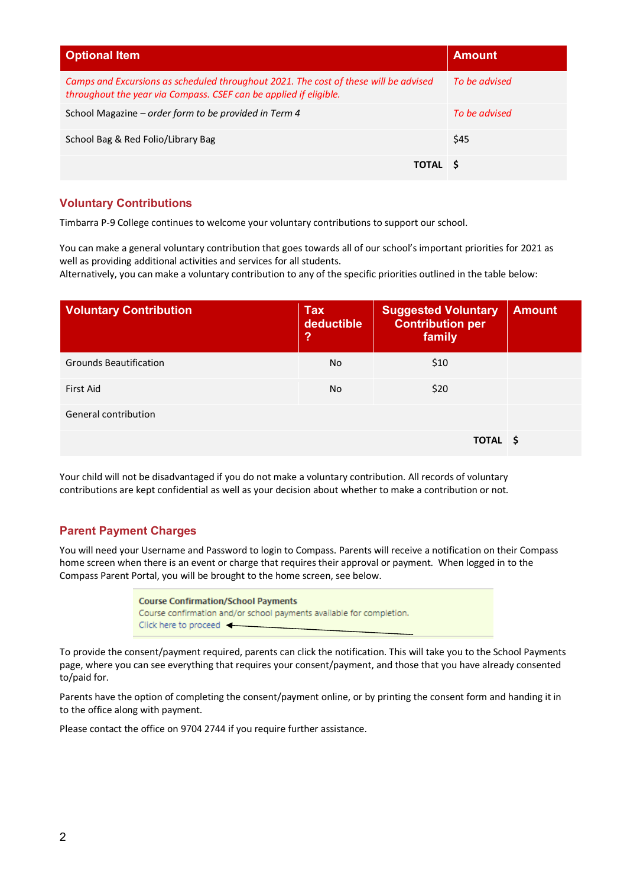| Optional Item | Amount |
|---|---|
| *Camps and Excursions as scheduled throughout 2021. The cost of these will be advised throughout the year via Compass. CSEF can be applied if eligible.* | *To be advised* |
| School Magazine – *order form to be provided in Term 4* | *To be advised* |
| School Bag & Red Folio/Library Bag | $45 |
| **TOTAL** | **$** |

## Voluntary Contributions

Timbarra P-9 College continues to welcome your voluntary contributions to support our school.

You can make a general voluntary contribution that goes towards all of our school's important priorities for 2021 as well as providing additional activities and services for all students.
Alternatively, you can make a voluntary contribution to any of the specific priorities outlined in the table below:

| Voluntary Contribution | Tax deductible ? | Suggested Voluntary Contribution per family | Amount |
|---|---|---|---|
| Grounds Beautification | No | $10 | |
| First Aid | No | $20 | |
| General contribution | | | |
| | | **TOTAL** | **$** |

Your child will not be disadvantaged if you do not make a voluntary contribution. All records of voluntary contributions are kept confidential as well as your decision about whether to make a contribution or not.

## Parent Payment Charges

You will need your Username and Password to login to Compass. Parents will receive a notification on their Compass home screen when there is an event or charge that requires their approval or payment. When logged in to the Compass Parent Portal, you will be brought to the home screen, see below.

**Course Confirmation/School Payments**
Course confirmation and/or school payments available for completion.
Click here to proceed

To provide the consent/payment required, parents can click the notification. This will take you to the School Payments page, where you can see everything that requires your consent/payment, and those that you have already consented to/paid for.

Parents have the option of completing the consent/payment online, or by printing the consent form and handing it in to the office along with payment.

Please contact the office on 9704 2744 if you require further assistance.